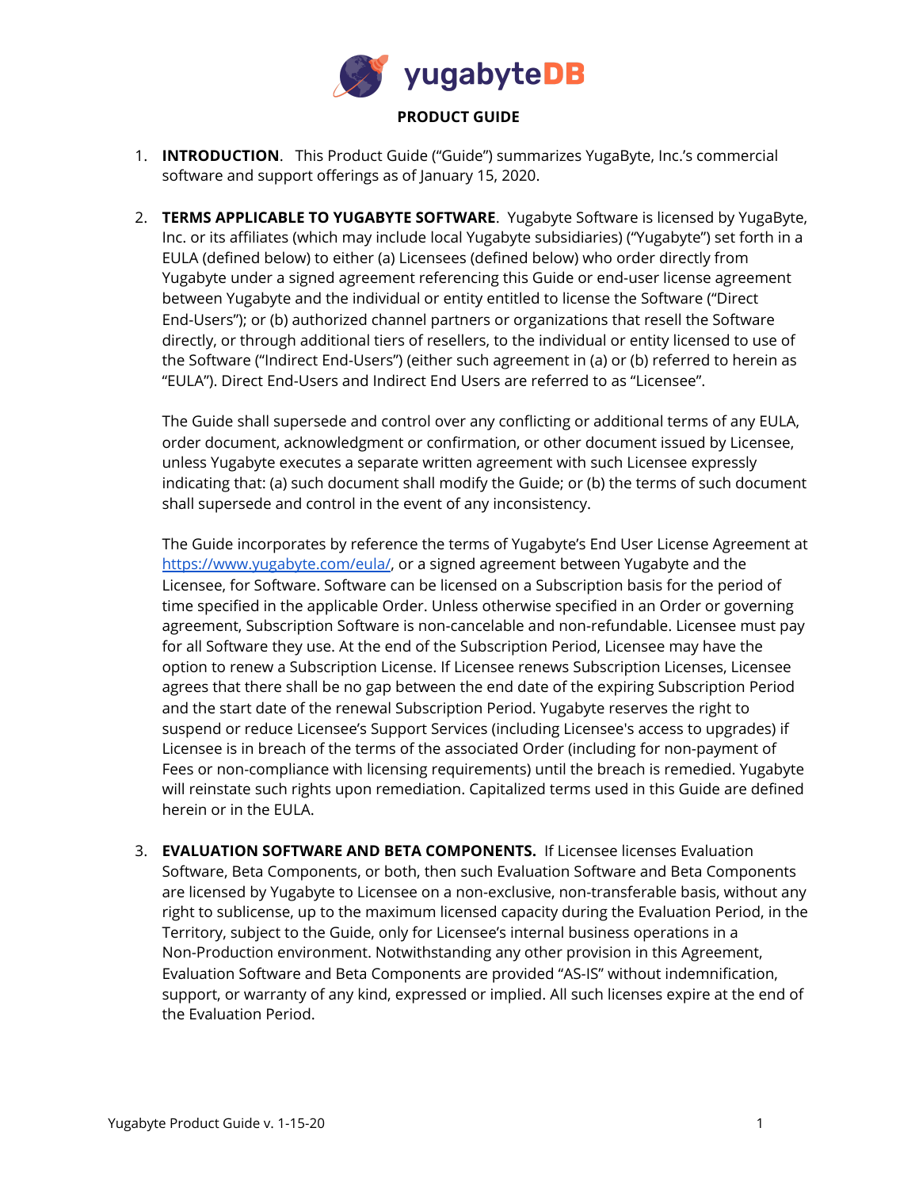# yugabyteDB

## PRODUCT GUIDE

1. **INTRODUCTION**. This Product Guide ("Guide") summarizes YugaByte, Inc.'s commercial software and support offerings as of January 15, 2020.

2. **TERMS APPLICABLE TO YUGABYTE SOFTWARE**. Yugabyte Software is licensed by YugaByte, Inc. or its affiliates (which may include local Yugabyte subsidiaries) ("Yugabyte") set forth in a EULA (defined below) to either (a) Licensees (defined below) who order directly from Yugabyte under a signed agreement referencing this Guide or end-user license agreement between Yugabyte and the individual or entity entitled to license the Software ("Direct End-Users"); or (b) authorized channel partners or organizations that resell the Software directly, or through additional tiers of resellers, to the individual or entity licensed to use of the Software ("Indirect End-Users") (either such agreement in (a) or (b) referred to herein as "EULA"). Direct End-Users and Indirect End Users are referred to as "Licensee".

   The Guide shall supersede and control over any conflicting or additional terms of any EULA, order document, acknowledgment or confirmation, or other document issued by Licensee, unless Yugabyte executes a separate written agreement with such Licensee expressly indicating that: (a) such document shall modify the Guide; or (b) the terms of such document shall supersede and control in the event of any inconsistency.

   The Guide incorporates by reference the terms of Yugabyte's End User License Agreement at https://www.yugabyte.com/eula/, or a signed agreement between Yugabyte and the Licensee, for Software. Software can be licensed on a Subscription basis for the period of time specified in the applicable Order. Unless otherwise specified in an Order or governing agreement, Subscription Software is non-cancelable and non-refundable. Licensee must pay for all Software they use. At the end of the Subscription Period, Licensee may have the option to renew a Subscription License. If Licensee renews Subscription Licenses, Licensee agrees that there shall be no gap between the end date of the expiring Subscription Period and the start date of the renewal Subscription Period. Yugabyte reserves the right to suspend or reduce Licensee's Support Services (including Licensee's access to upgrades) if Licensee is in breach of the terms of the associated Order (including for non-payment of Fees or non-compliance with licensing requirements) until the breach is remedied. Yugabyte will reinstate such rights upon remediation. Capitalized terms used in this Guide are defined herein or in the EULA.

3. **EVALUATION SOFTWARE AND BETA COMPONENTS.** If Licensee licenses Evaluation Software, Beta Components, or both, then such Evaluation Software and Beta Components are licensed by Yugabyte to Licensee on a non-exclusive, non-transferable basis, without any right to sublicense, up to the maximum licensed capacity during the Evaluation Period, in the Territory, subject to the Guide, only for Licensee's internal business operations in a Non-Production environment. Notwithstanding any other provision in this Agreement, Evaluation Software and Beta Components are provided "AS-IS" without indemnification, support, or warranty of any kind, expressed or implied. All such licenses expire at the end of the Evaluation Period.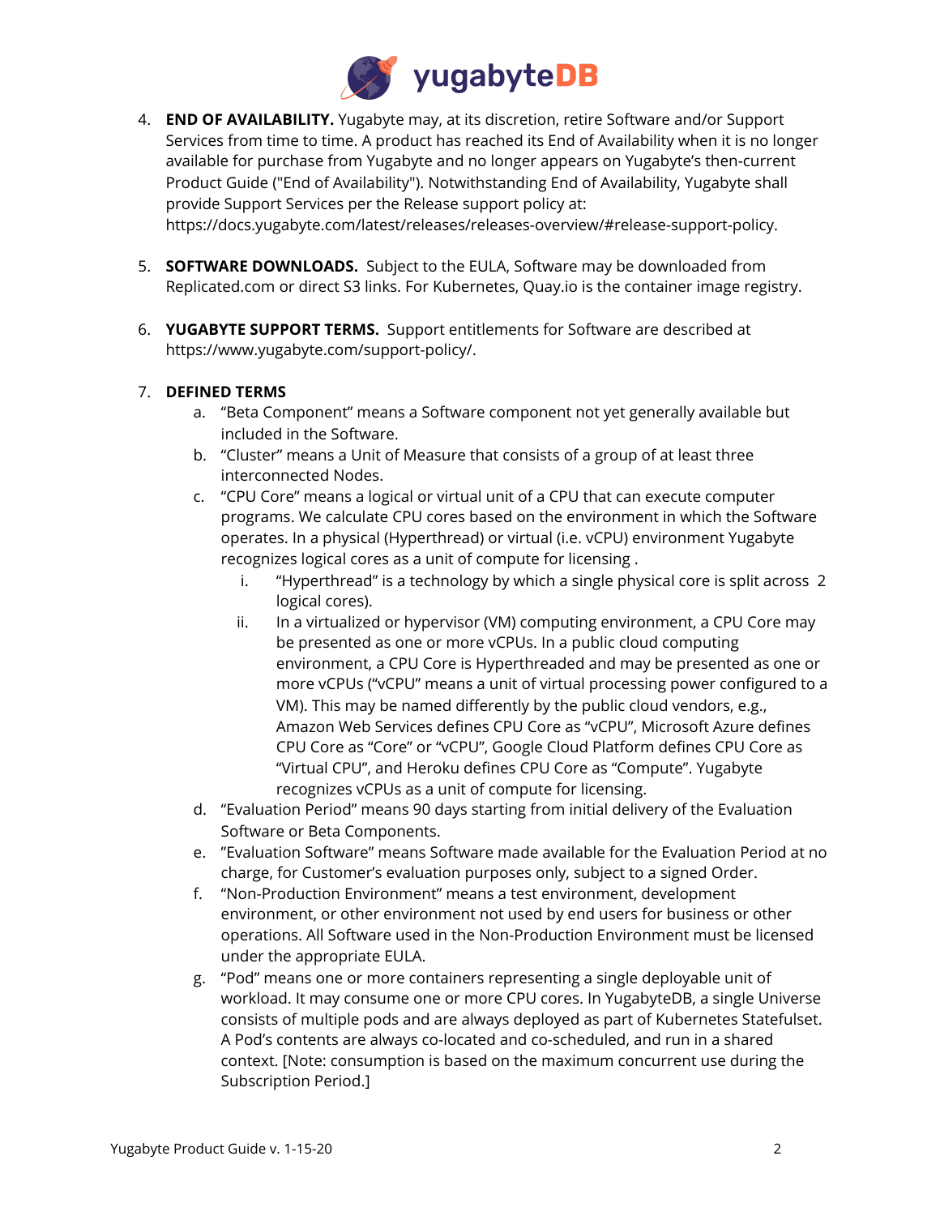4. **END OF AVAILABILITY.** Yugabyte may, at its discretion, retire Software and/or Support Services from time to time. A product has reached its End of Availability when it is no longer available for purchase from Yugabyte and no longer appears on Yugabyte's then-current Product Guide ("End of Availability"). Notwithstanding End of Availability, Yugabyte shall provide Support Services per the Release support policy at: https://docs.yugabyte.com/latest/releases/releases-overview/#release-support-policy.

5. **SOFTWARE DOWNLOADS.** Subject to the EULA, Software may be downloaded from Replicated.com or direct S3 links. For Kubernetes, Quay.io is the container image registry.

6. **YUGABYTE SUPPORT TERMS.** Support entitlements for Software are described at https://www.yugabyte.com/support-policy/.

7. **DEFINED TERMS**
   a. "Beta Component" means a Software component not yet generally available but included in the Software.
   b. "Cluster" means a Unit of Measure that consists of a group of at least three interconnected Nodes.
   c. "CPU Core" means a logical or virtual unit of a CPU that can execute computer programs. We calculate CPU cores based on the environment in which the Software operates. In a physical (Hyperthread) or virtual (i.e. vCPU) environment Yugabyte recognizes logical cores as a unit of compute for licensing .
      i. "Hyperthread" is a technology by which a single physical core is split across 2 logical cores).
      ii. In a virtualized or hypervisor (VM) computing environment, a CPU Core may be presented as one or more vCPUs. In a public cloud computing environment, a CPU Core is Hyperthreaded and may be presented as one or more vCPUs ("vCPU" means a unit of virtual processing power configured to a VM). This may be named differently by the public cloud vendors, e.g., Amazon Web Services defines CPU Core as "vCPU", Microsoft Azure defines CPU Core as "Core" or "vCPU", Google Cloud Platform defines CPU Core as "Virtual CPU", and Heroku defines CPU Core as "Compute". Yugabyte recognizes vCPUs as a unit of compute for licensing.
   d. "Evaluation Period" means 90 days starting from initial delivery of the Evaluation Software or Beta Components.
   e. "Evaluation Software" means Software made available for the Evaluation Period at no charge, for Customer's evaluation purposes only, subject to a signed Order.
   f. "Non-Production Environment" means a test environment, development environment, or other environment not used by end users for business or other operations. All Software used in the Non-Production Environment must be licensed under the appropriate EULA.
   g. "Pod" means one or more containers representing a single deployable unit of workload. It may consume one or more CPU cores. In YugabyteDB, a single Universe consists of multiple pods and are always deployed as part of Kubernetes Statefulset. A Pod's contents are always co-located and co-scheduled, and run in a shared context. [Note: consumption is based on the maximum concurrent use during the Subscription Period.]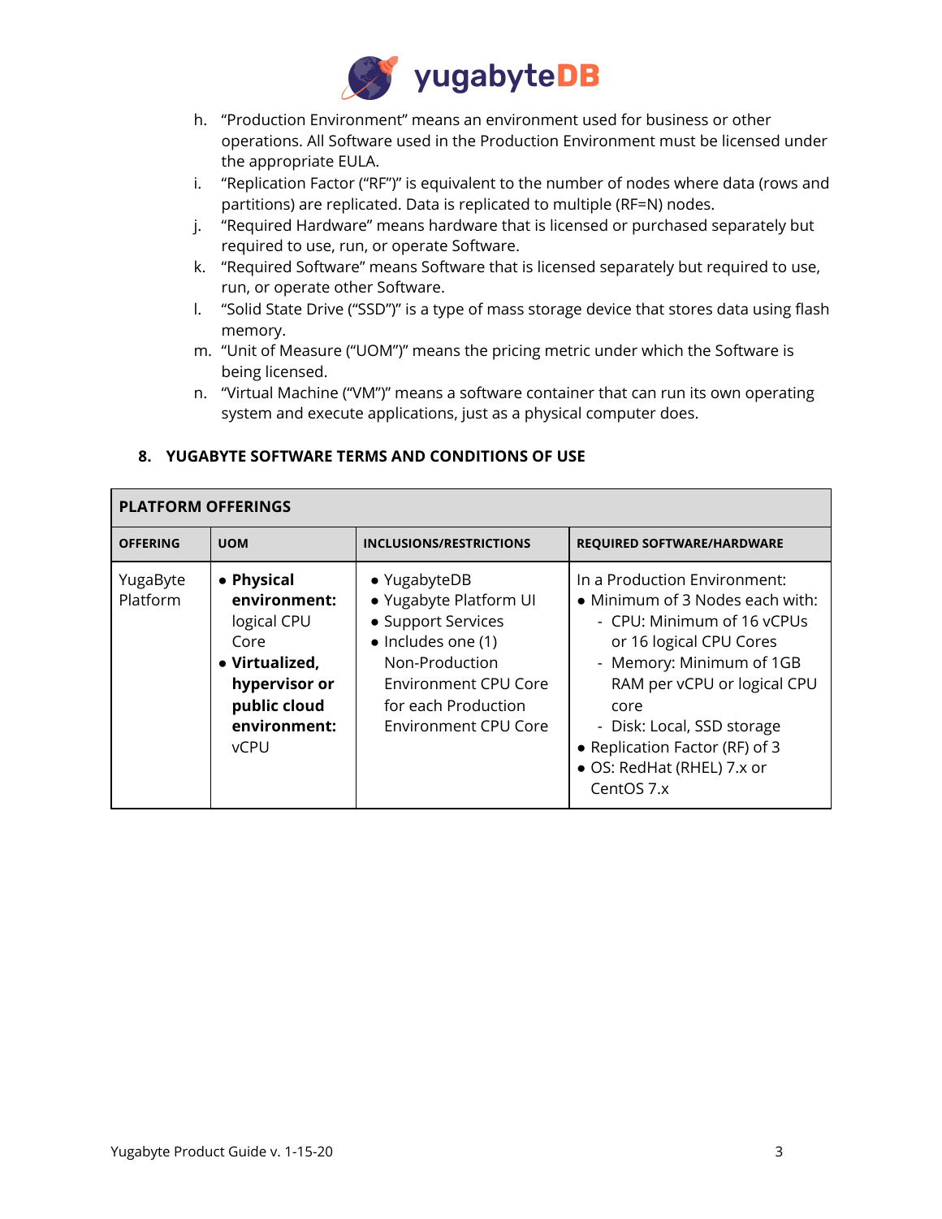h. "Production Environment" means an environment used for business or other operations. All Software used in the Production Environment must be licensed under the appropriate EULA.

i. "Replication Factor ("RF")" is equivalent to the number of nodes where data (rows and partitions) are replicated. Data is replicated to multiple (RF=N) nodes.

j. "Required Hardware" means hardware that is licensed or purchased separately but required to use, run, or operate Software.

k. "Required Software" means Software that is licensed separately but required to use, run, or operate other Software.

l. "Solid State Drive ("SSD")" is a type of mass storage device that stores data using flash memory.

m. "Unit of Measure ("UOM")" means the pricing metric under which the Software is being licensed.

n. "Virtual Machine ("VM")" means a software container that can run its own operating system and execute applications, just as a physical computer does.

## 8. YUGABYTE SOFTWARE TERMS AND CONDITIONS OF USE

| PLATFORM OFFERINGS | | | |
|---|---|---|---|
| **OFFERING** | **UOM** | **INCLUSIONS/RESTRICTIONS** | **REQUIRED SOFTWARE/HARDWARE** |
| YugaByte Platform | • **Physical environment:** logical CPU Core<br>• **Virtualized, hypervisor or public cloud environment:** vCPU | • YugabyteDB<br>• Yugabyte Platform UI<br>• Support Services<br>• Includes one (1) Non-Production Environment CPU Core for each Production Environment CPU Core | In a Production Environment:<br>• Minimum of 3 Nodes each with:<br>- CPU: Minimum of 16 vCPUs or 16 logical CPU Cores<br>- Memory: Minimum of 1GB RAM per vCPU or logical CPU core<br>- Disk: Local, SSD storage<br>• Replication Factor (RF) of 3<br>• OS: RedHat (RHEL) 7.x or CentOS 7.x |